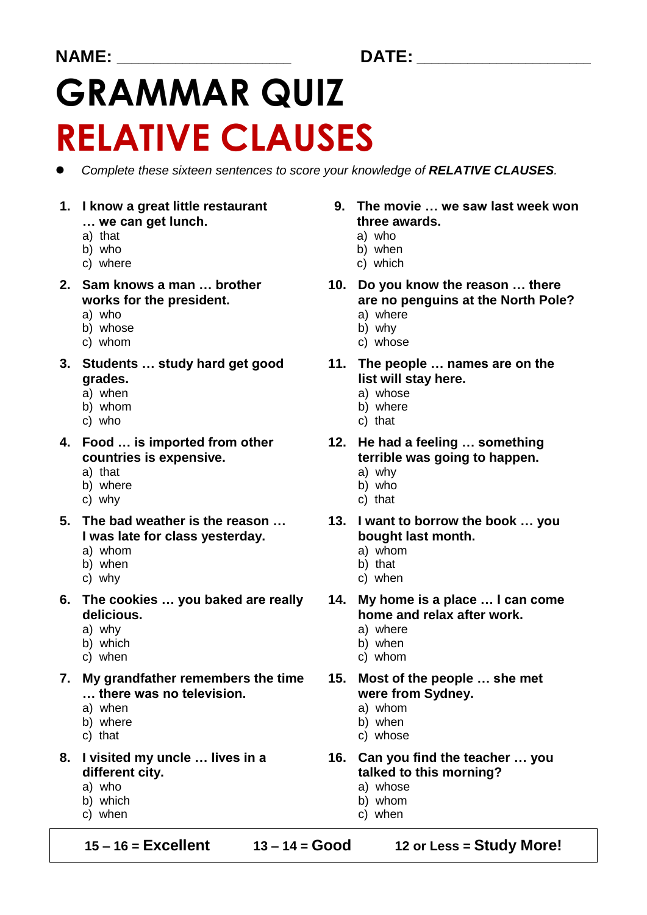NAME: ____________________ DATE: ____________________

# GRAMMAR QUIZ

# RELATIVE CLAUSES

- *Complete these sixteen sentences to score your knowledge of **RELATIVE CLAUSES**.*

1. **I know a great little restaurant … we can get lunch.**
   a) that
   b) who
   c) where

2. **Sam knows a man … brother works for the president.**
   a) who
   b) whose
   c) whom

3. **Students … study hard get good grades.**
   a) when
   b) whom
   c) who

4. **Food … is imported from other countries is expensive.**
   a) that
   b) where
   c) why

5. **The bad weather is the reason … I was late for class yesterday.**
   a) whom
   b) when
   c) why

6. **The cookies … you baked are really delicious.**
   a) why
   b) which
   c) when

7. **My grandfather remembers the time … there was no television.**
   a) when
   b) where
   c) that

8. **I visited my uncle … lives in a different city.**
   a) who
   b) which
   c) when

9. **The movie … we saw last week won three awards.**
   a) who
   b) when
   c) which

10. **Do you know the reason … there are no penguins at the North Pole?**
    a) where
    b) why
    c) whose

11. **The people … names are on the list will stay here.**
    a) whose
    b) where
    c) that

12. **He had a feeling … something terrible was going to happen.**
    a) why
    b) who
    c) that

13. **I want to borrow the book … you bought last month.**
    a) whom
    b) that
    c) when

14. **My home is a place … I can come home and relax after work.**
    a) where
    b) when
    c) whom

15. **Most of the people … she met were from Sydney.**
    a) whom
    b) when
    c) whose

16. **Can you find the teacher … you talked to this morning?**
    a) whose
    b) whom
    c) when

| 15 – 16 = **Excellent** | 13 – 14 = **Good** | 12 or Less = **Study More!** |
|---|---|---|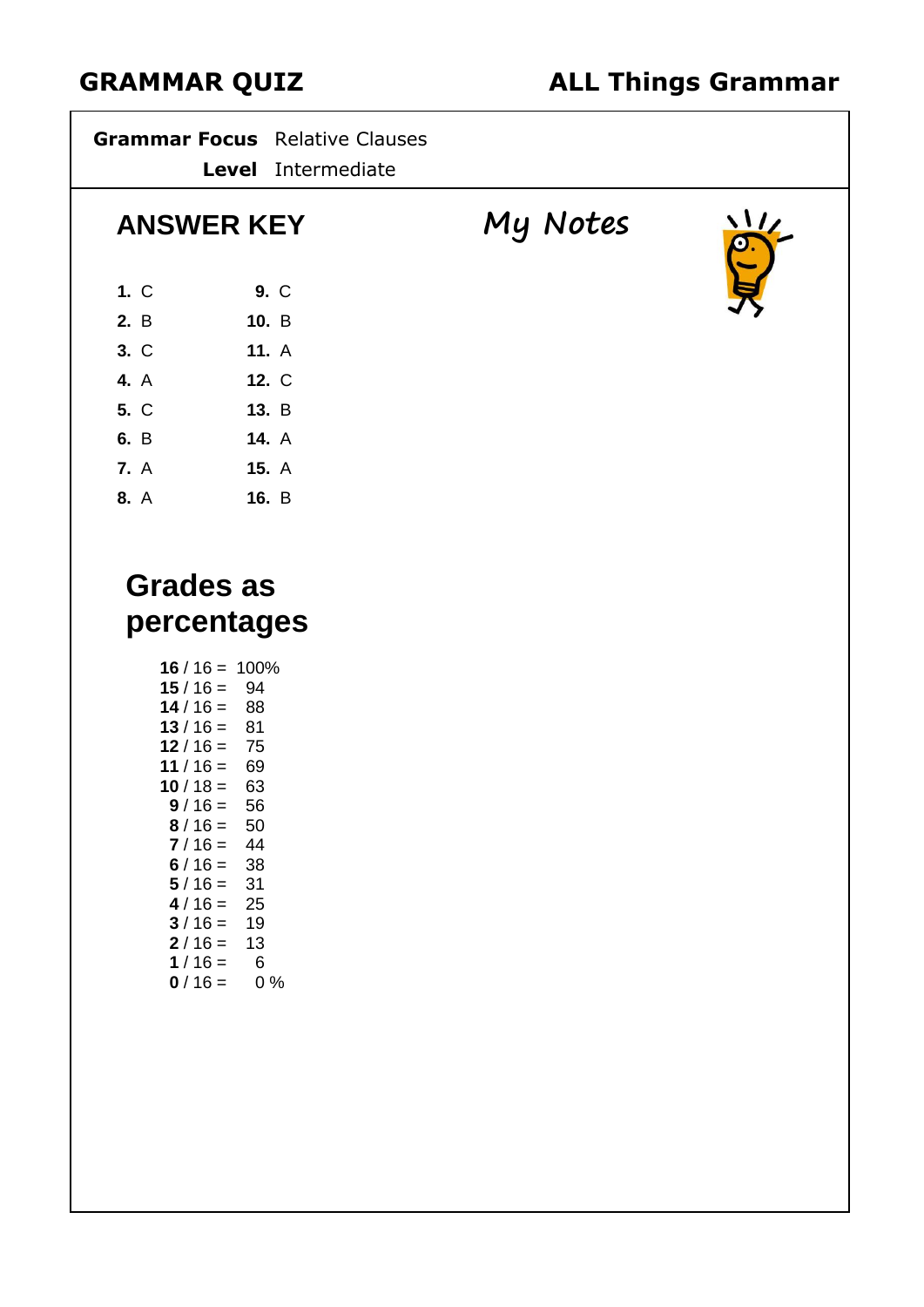GRAMMAR QUIZ

ALL Things Grammar

**Grammar Focus** Relative Clauses
**Level** Intermediate

## ANSWER KEY

| | |
|---|---|
| **1.** C | **9.** C |
| **2.** B | **10.** B |
| **3.** C | **11.** A |
| **4.** A | **12.** C |
| **5.** C | **13.** B |
| **6.** B | **14.** A |
| **7.** A | **15.** A |
| **8.** A | **16.** B |

*My Notes*

## Grades as percentages

**16** / 16 = 100%
**15** / 16 = 94
**14** / 16 = 88
**13** / 16 = 81
**12** / 16 = 75
**11** / 16 = 69
**10** / 18 = 63
**9** / 16 = 56
**8** / 16 = 50
**7** / 16 = 44
**6** / 16 = 38
**5** / 16 = 31
**4** / 16 = 25
**3** / 16 = 19
**2** / 16 = 13
**1** / 16 = 6
**0** / 16 = 0 %